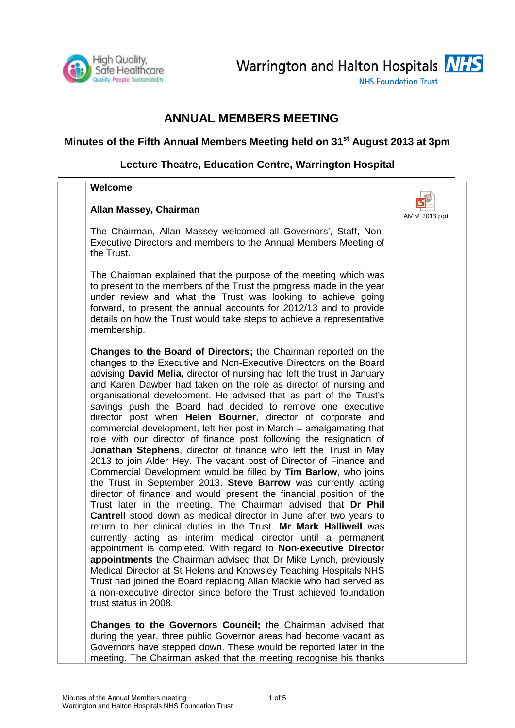# ANNUAL MEMBERS MEETING

## Minutes of the Fifth Annual Members Meeting held on 31st August 2013 at 3pm

## Lecture Theatre, Education Centre, Warrington Hospital

**Welcome**

AMM 2013.ppt

**Allan Massey, Chairman**

The Chairman, Allan Massey welcomed all Governors', Staff, Non-Executive Directors and members to the Annual Members Meeting of the Trust.

The Chairman explained that the purpose of the meeting which was to present to the members of the Trust the progress made in the year under review and what the Trust was looking to achieve going forward, to present the annual accounts for 2012/13 and to provide details on how the Trust would take steps to achieve a representative membership.

**Changes to the Board of Directors;** the Chairman reported on the changes to the Executive and Non-Executive Directors on the Board advising **David Melia,** director of nursing had left the trust in January and Karen Dawber had taken on the role as director of nursing and organisational development. He advised that as part of the Trust's savings push the Board had decided to remove one executive director post when **Helen Bourner**, director of corporate and commercial development, left her post in March – amalgamating that role with our director of finance post following the resignation of **Jonathan Stephens**, director of finance who left the Trust in May 2013 to join Alder Hey. The vacant post of Director of Finance and Commercial Development would be filled by **Tim Barlow**, who joins the Trust in September 2013. **Steve Barrow** was currently acting director of finance and would present the financial position of the Trust later in the meeting. The Chairman advised that **Dr Phil Cantrell** stood down as medical director in June after two years to return to her clinical duties in the Trust. **Mr Mark Halliwell** was currently acting as interim medical director until a permanent appointment is completed. With regard to **Non-executive Director appointments** the Chairman advised that Dr Mike Lynch, previously Medical Director at St Helens and Knowsley Teaching Hospitals NHS Trust had joined the Board replacing Allan Mackie who had served as a non-executive director since before the Trust achieved foundation trust status in 2008.

**Changes to the Governors Council;** the Chairman advised that during the year, three public Governor areas had become vacant as Governors have stepped down. These would be reported later in the meeting. The Chairman asked that the meeting recognise his thanks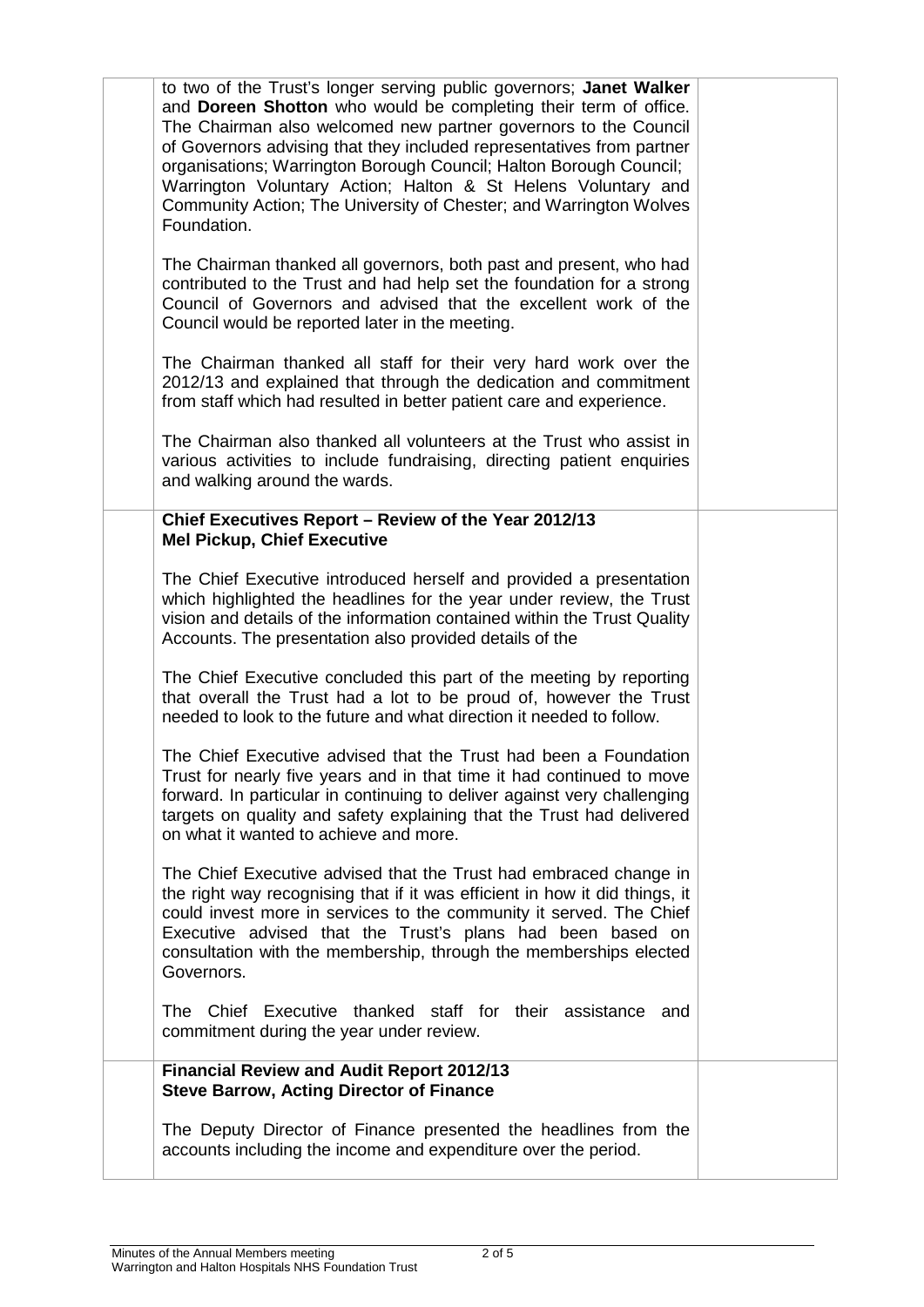to two of the Trust's longer serving public governors; **Janet Walker** and **Doreen Shotton** who would be completing their term of office. The Chairman also welcomed new partner governors to the Council of Governors advising that they included representatives from partner organisations; Warrington Borough Council; Halton Borough Council; Warrington Voluntary Action; Halton & St Helens Voluntary and Community Action; The University of Chester; and Warrington Wolves Foundation.

The Chairman thanked all governors, both past and present, who had contributed to the Trust and had help set the foundation for a strong Council of Governors and advised that the excellent work of the Council would be reported later in the meeting.

The Chairman thanked all staff for their very hard work over the 2012/13 and explained that through the dedication and commitment from staff which had resulted in better patient care and experience.

The Chairman also thanked all volunteers at the Trust who assist in various activities to include fundraising, directing patient enquiries and walking around the wards.

**Chief Executives Report – Review of the Year 2012/13**
**Mel Pickup, Chief Executive**

The Chief Executive introduced herself and provided a presentation which highlighted the headlines for the year under review, the Trust vision and details of the information contained within the Trust Quality Accounts. The presentation also provided details of the

The Chief Executive concluded this part of the meeting by reporting that overall the Trust had a lot to be proud of, however the Trust needed to look to the future and what direction it needed to follow.

The Chief Executive advised that the Trust had been a Foundation Trust for nearly five years and in that time it had continued to move forward. In particular in continuing to deliver against very challenging targets on quality and safety explaining that the Trust had delivered on what it wanted to achieve and more.

The Chief Executive advised that the Trust had embraced change in the right way recognising that if it was efficient in how it did things, it could invest more in services to the community it served. The Chief Executive advised that the Trust's plans had been based on consultation with the membership, through the memberships elected Governors.

The Chief Executive thanked staff for their assistance and commitment during the year under review.

**Financial Review and Audit Report 2012/13**
**Steve Barrow, Acting Director of Finance**

The Deputy Director of Finance presented the headlines from the accounts including the income and expenditure over the period.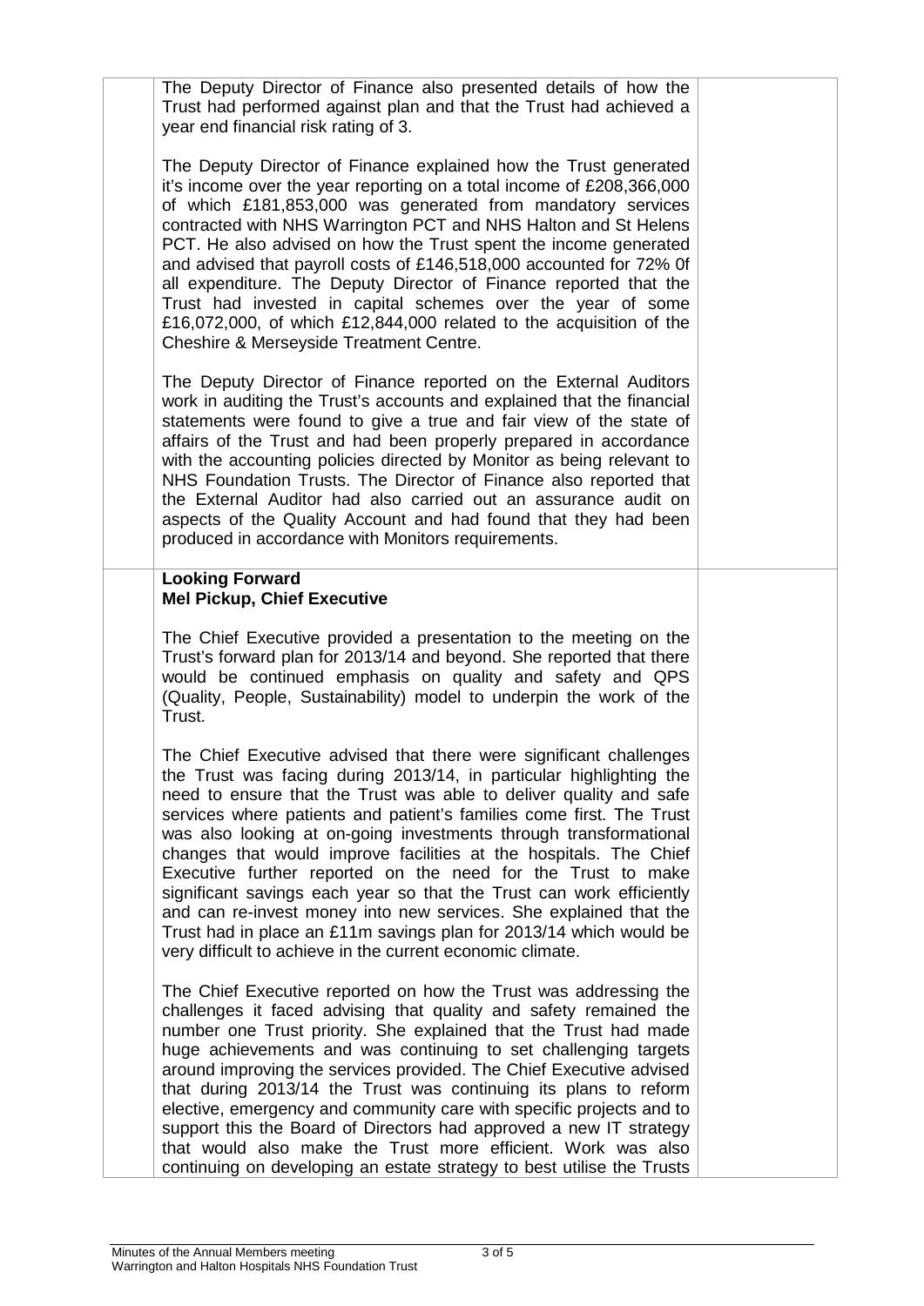The Deputy Director of Finance also presented details of how the Trust had performed against plan and that the Trust had achieved a year end financial risk rating of 3.

The Deputy Director of Finance explained how the Trust generated it's income over the year reporting on a total income of £208,366,000 of which £181,853,000 was generated from mandatory services contracted with NHS Warrington PCT and NHS Halton and St Helens PCT. He also advised on how the Trust spent the income generated and advised that payroll costs of £146,518,000 accounted for 72% 0f all expenditure. The Deputy Director of Finance reported that the Trust had invested in capital schemes over the year of some £16,072,000, of which £12,844,000 related to the acquisition of the Cheshire & Merseyside Treatment Centre.

The Deputy Director of Finance reported on the External Auditors work in auditing the Trust's accounts and explained that the financial statements were found to give a true and fair view of the state of affairs of the Trust and had been properly prepared in accordance with the accounting policies directed by Monitor as being relevant to NHS Foundation Trusts. The Director of Finance also reported that the External Auditor had also carried out an assurance audit on aspects of the Quality Account and had found that they had been produced in accordance with Monitors requirements.

**Looking Forward**
**Mel Pickup, Chief Executive**

The Chief Executive provided a presentation to the meeting on the Trust's forward plan for 2013/14 and beyond. She reported that there would be continued emphasis on quality and safety and QPS (Quality, People, Sustainability) model to underpin the work of the Trust.

The Chief Executive advised that there were significant challenges the Trust was facing during 2013/14, in particular highlighting the need to ensure that the Trust was able to deliver quality and safe services where patients and patient's families come first. The Trust was also looking at on-going investments through transformational changes that would improve facilities at the hospitals. The Chief Executive further reported on the need for the Trust to make significant savings each year so that the Trust can work efficiently and can re-invest money into new services. She explained that the Trust had in place an £11m savings plan for 2013/14 which would be very difficult to achieve in the current economic climate.

The Chief Executive reported on how the Trust was addressing the challenges it faced advising that quality and safety remained the number one Trust priority. She explained that the Trust had made huge achievements and was continuing to set challenging targets around improving the services provided. The Chief Executive advised that during 2013/14 the Trust was continuing its plans to reform elective, emergency and community care with specific projects and to support this the Board of Directors had approved a new IT strategy that would also make the Trust more efficient. Work was also continuing on developing an estate strategy to best utilise the Trusts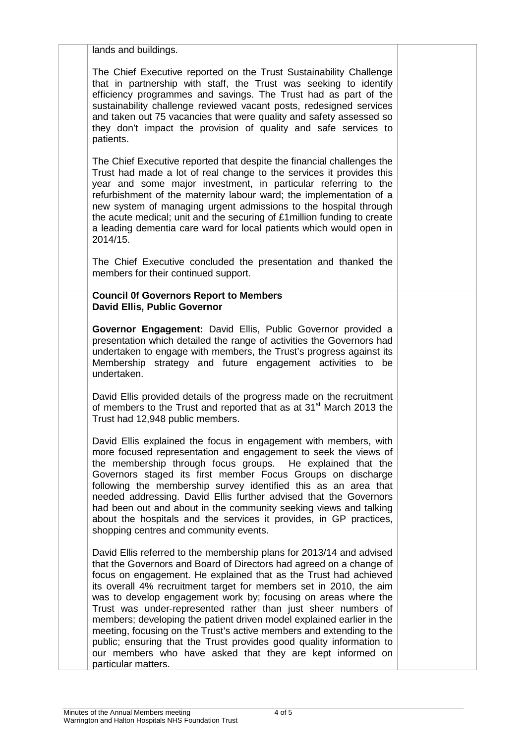lands and buildings.

The Chief Executive reported on the Trust Sustainability Challenge that in partnership with staff, the Trust was seeking to identify efficiency programmes and savings. The Trust had as part of the sustainability challenge reviewed vacant posts, redesigned services and taken out 75 vacancies that were quality and safety assessed so they don't impact the provision of quality and safe services to patients.

The Chief Executive reported that despite the financial challenges the Trust had made a lot of real change to the services it provides this year and some major investment, in particular referring to the refurbishment of the maternity labour ward; the implementation of a new system of managing urgent admissions to the hospital through the acute medical; unit and the securing of £1million funding to create a leading dementia care ward for local patients which would open in 2014/15.

The Chief Executive concluded the presentation and thanked the members for their continued support.

**Council 0f Governors Report to Members**
**David Ellis, Public Governor**

**Governor Engagement:** David Ellis, Public Governor provided a presentation which detailed the range of activities the Governors had undertaken to engage with members, the Trust's progress against its Membership strategy and future engagement activities to be undertaken.

David Ellis provided details of the progress made on the recruitment of members to the Trust and reported that as at 31st March 2013 the Trust had 12,948 public members.

David Ellis explained the focus in engagement with members, with more focused representation and engagement to seek the views of the membership through focus groups. He explained that the Governors staged its first member Focus Groups on discharge following the membership survey identified this as an area that needed addressing. David Ellis further advised that the Governors had been out and about in the community seeking views and talking about the hospitals and the services it provides, in GP practices, shopping centres and community events.

David Ellis referred to the membership plans for 2013/14 and advised that the Governors and Board of Directors had agreed on a change of focus on engagement. He explained that as the Trust had achieved its overall 4% recruitment target for members set in 2010, the aim was to develop engagement work by; focusing on areas where the Trust was under-represented rather than just sheer numbers of members; developing the patient driven model explained earlier in the meeting, focusing on the Trust's active members and extending to the public; ensuring that the Trust provides good quality information to our members who have asked that they are kept informed on particular matters.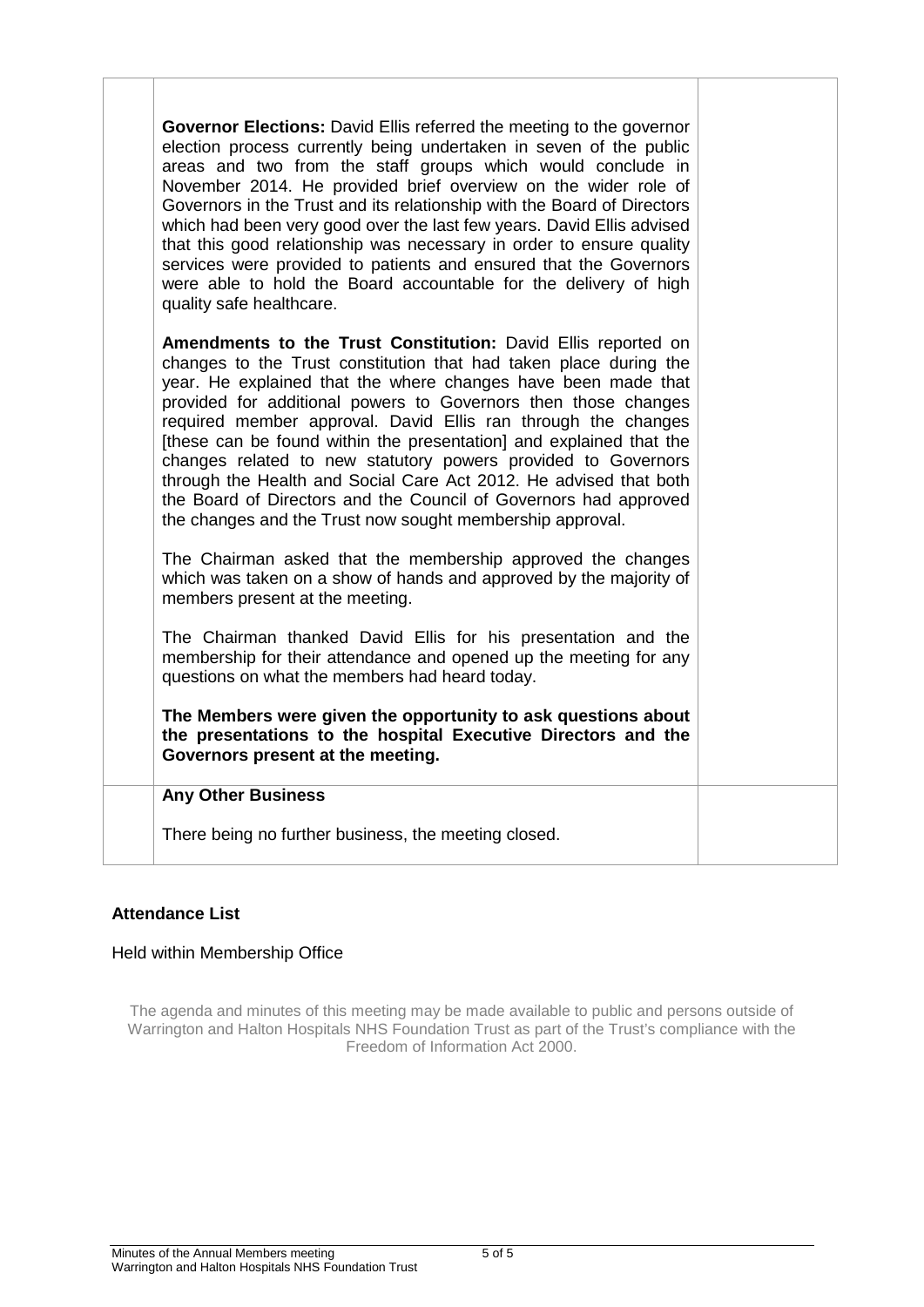| | | |
|---|---|---|
| | **Governor Elections:** David Ellis referred the meeting to the governor election process currently being undertaken in seven of the public areas and two from the staff groups which would conclude in November 2014. He provided brief overview on the wider role of Governors in the Trust and its relationship with the Board of Directors which had been very good over the last few years. David Ellis advised that this good relationship was necessary in order to ensure quality services were provided to patients and ensured that the Governors were able to hold the Board accountable for the delivery of high quality safe healthcare.<br><br>**Amendments to the Trust Constitution:** David Ellis reported on changes to the Trust constitution that had taken place during the year. He explained that the where changes have been made that provided for additional powers to Governors then those changes required member approval. David Ellis ran through the changes [these can be found within the presentation] and explained that the changes related to new statutory powers provided to Governors through the Health and Social Care Act 2012. He advised that both the Board of Directors and the Council of Governors had approved the changes and the Trust now sought membership approval.<br><br>The Chairman asked that the membership approved the changes which was taken on a show of hands and approved by the majority of members present at the meeting.<br><br>The Chairman thanked David Ellis for his presentation and the membership for their attendance and opened up the meeting for any questions on what the members had heard today.<br><br>**The Members were given the opportunity to ask questions about the presentations to the hospital Executive Directors and the Governors present at the meeting.** | |
| | **Any Other Business**<br><br>There being no further business, the meeting closed. | |

**Attendance List**

Held within Membership Office

The agenda and minutes of this meeting may be made available to public and persons outside of Warrington and Halton Hospitals NHS Foundation Trust as part of the Trust's compliance with the Freedom of Information Act 2000.